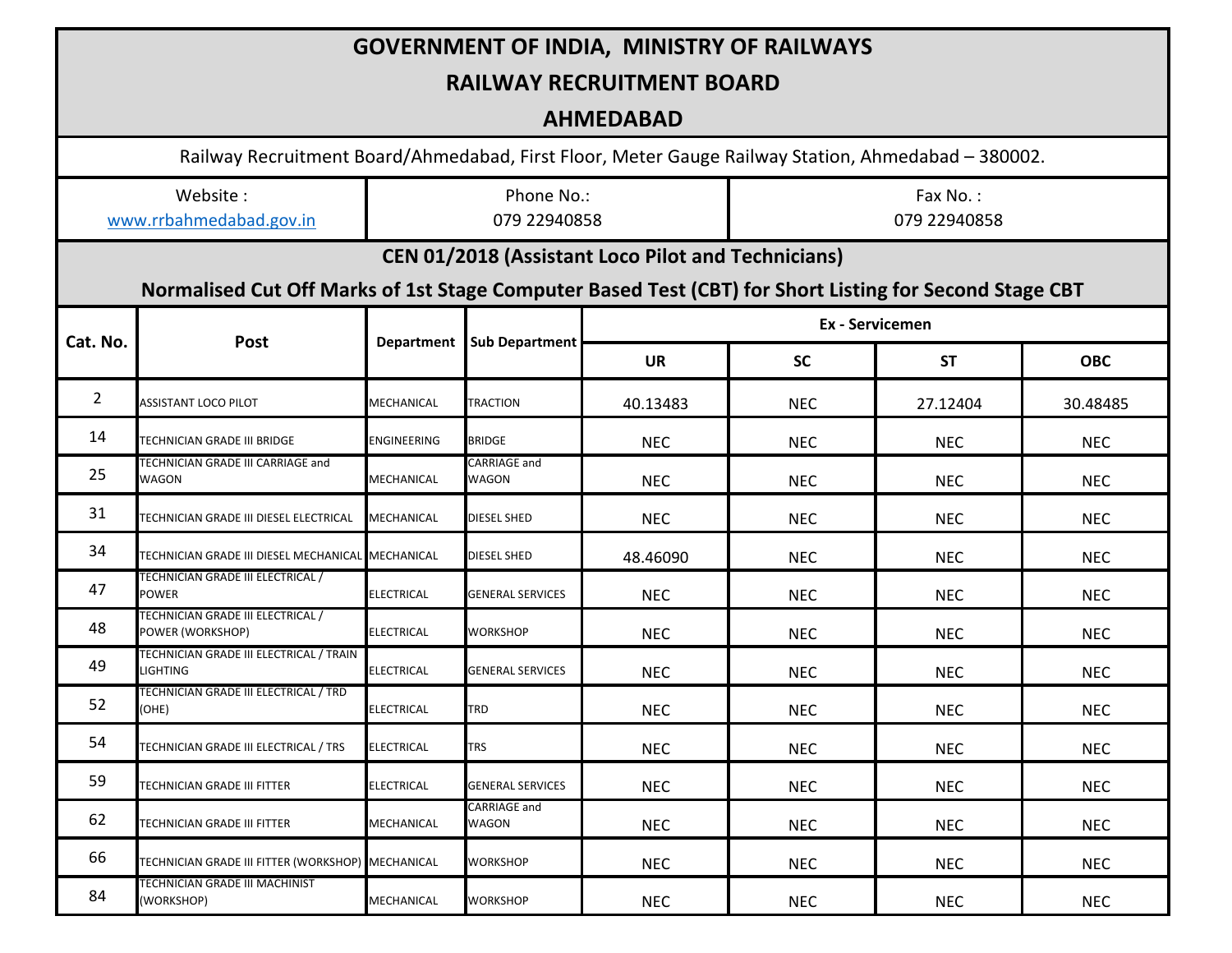# GOVERNMENT OF INDIA, MINISTRY OF RAILWAYS

## RAILWAY RECRUITMENT BOARD

## AHMEDABAD

Railway Recruitment Board/Ahmedabad, First Floor, Meter Gauge Railway Station, Ahmedabad – 380002.

| Website : | Phone No.: | Fax No. : |
|---|---|---|
| www.rrbahmedabad.gov.in | 079 22940858 | 079 22940858 |

### CEN 01/2018 (Assistant Loco Pilot and Technicians)

### Normalised Cut Off Marks of 1st Stage Computer Based Test (CBT) for Short Listing for Second Stage CBT

| Cat. No. | Post | Department | Sub Department | Ex - Servicemen | | | |
|---|---|---|---|---|---|---|---|
| | | | | UR | SC | ST | OBC |
| 2 | ASSISTANT LOCO PILOT | MECHANICAL | TRACTION | 40.13483 | NEC | 27.12404 | 30.48485 |
| 14 | TECHNICIAN GRADE III BRIDGE | ENGINEERING | BRIDGE | NEC | NEC | NEC | NEC |
| 25 | TECHNICIAN GRADE III CARRIAGE and WAGON | MECHANICAL | CARRIAGE and WAGON | NEC | NEC | NEC | NEC |
| 31 | TECHNICIAN GRADE III DIESEL ELECTRICAL | MECHANICAL | DIESEL SHED | NEC | NEC | NEC | NEC |
| 34 | TECHNICIAN GRADE III DIESEL MECHANICAL | MECHANICAL | DIESEL SHED | 48.46090 | NEC | NEC | NEC |
| 47 | TECHNICIAN GRADE III ELECTRICAL / POWER | ELECTRICAL | GENERAL SERVICES | NEC | NEC | NEC | NEC |
| 48 | TECHNICIAN GRADE III ELECTRICAL / POWER (WORKSHOP) | ELECTRICAL | WORKSHOP | NEC | NEC | NEC | NEC |
| 49 | TECHNICIAN GRADE III ELECTRICAL / TRAIN LIGHTING | ELECTRICAL | GENERAL SERVICES | NEC | NEC | NEC | NEC |
| 52 | TECHNICIAN GRADE III ELECTRICAL / TRD (OHE) | ELECTRICAL | TRD | NEC | NEC | NEC | NEC |
| 54 | TECHNICIAN GRADE III ELECTRICAL / TRS | ELECTRICAL | TRS | NEC | NEC | NEC | NEC |
| 59 | TECHNICIAN GRADE III FITTER | ELECTRICAL | GENERAL SERVICES | NEC | NEC | NEC | NEC |
| 62 | TECHNICIAN GRADE III FITTER | MECHANICAL | CARRIAGE and WAGON | NEC | NEC | NEC | NEC |
| 66 | TECHNICIAN GRADE III FITTER (WORKSHOP) | MECHANICAL | WORKSHOP | NEC | NEC | NEC | NEC |
| 84 | TECHNICIAN GRADE III MACHINIST (WORKSHOP) | MECHANICAL | WORKSHOP | NEC | NEC | NEC | NEC |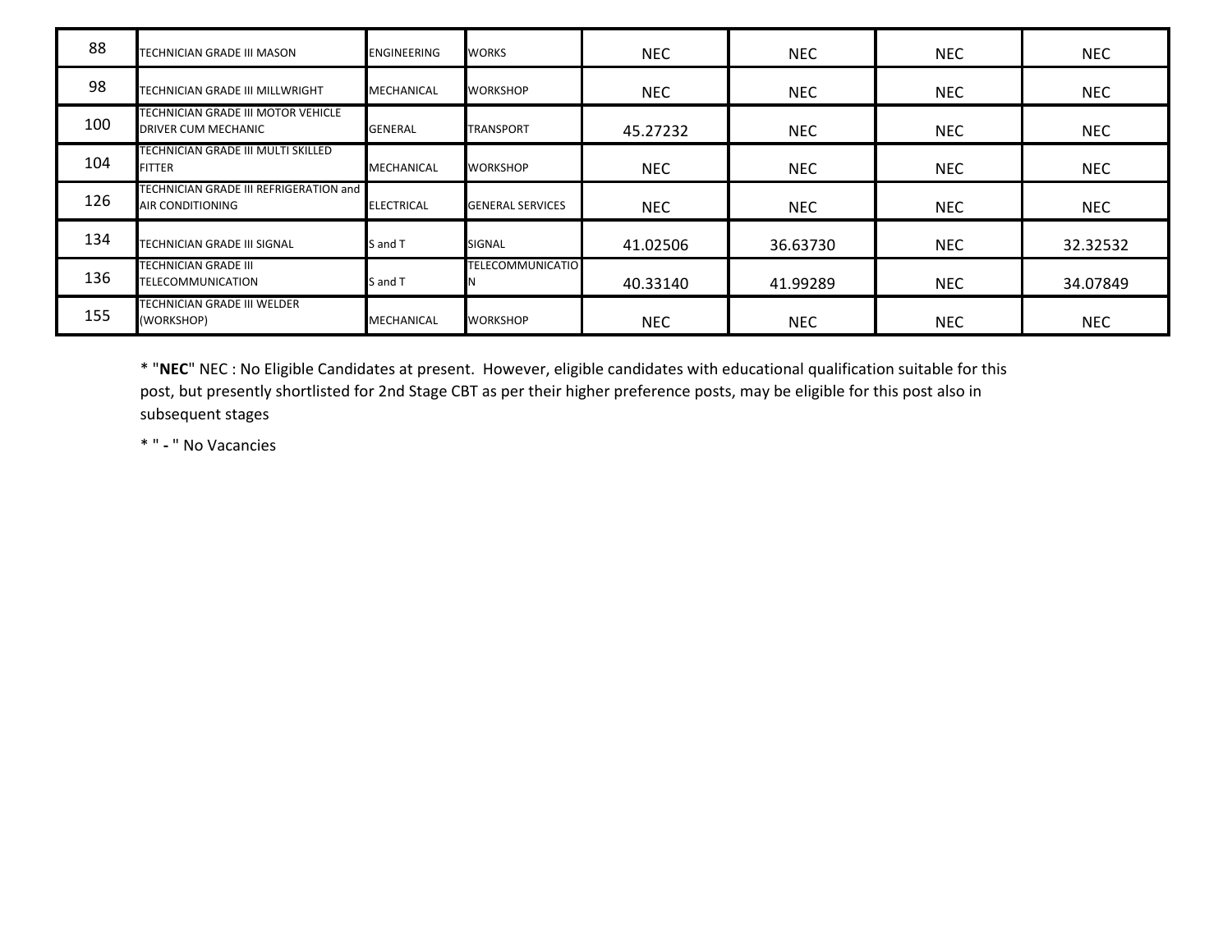| | | | | | | | |
|---|---|---|---|---|---|---|---|
| 88 | TECHNICIAN GRADE III MASON | ENGINEERING | WORKS | NEC | NEC | NEC | NEC |
| 98 | TECHNICIAN GRADE III MILLWRIGHT | MECHANICAL | WORKSHOP | NEC | NEC | NEC | NEC |
| 100 | TECHNICIAN GRADE III MOTOR VEHICLE DRIVER CUM MECHANIC | GENERAL | TRANSPORT | 45.27232 | NEC | NEC | NEC |
| 104 | TECHNICIAN GRADE III MULTI SKILLED FITTER | MECHANICAL | WORKSHOP | NEC | NEC | NEC | NEC |
| 126 | TECHNICIAN GRADE III REFRIGERATION and AIR CONDITIONING | ELECTRICAL | GENERAL SERVICES | NEC | NEC | NEC | NEC |
| 134 | TECHNICIAN GRADE III SIGNAL | S and T | SIGNAL | 41.02506 | 36.63730 | NEC | 32.32532 |
| 136 | TECHNICIAN GRADE III TELECOMMUNICATION | S and T | TELECOMMUNICATION | 40.33140 | 41.99289 | NEC | 34.07849 |
| 155 | TECHNICIAN GRADE III WELDER (WORKSHOP) | MECHANICAL | WORKSHOP | NEC | NEC | NEC | NEC |

* "**NEC**" NEC : No Eligible Candidates at present. However, eligible candidates with educational qualification suitable for this post, but presently shortlisted for 2nd Stage CBT as per their higher preference posts, may be eligible for this post also in subsequent stages

* " **-** " No Vacancies